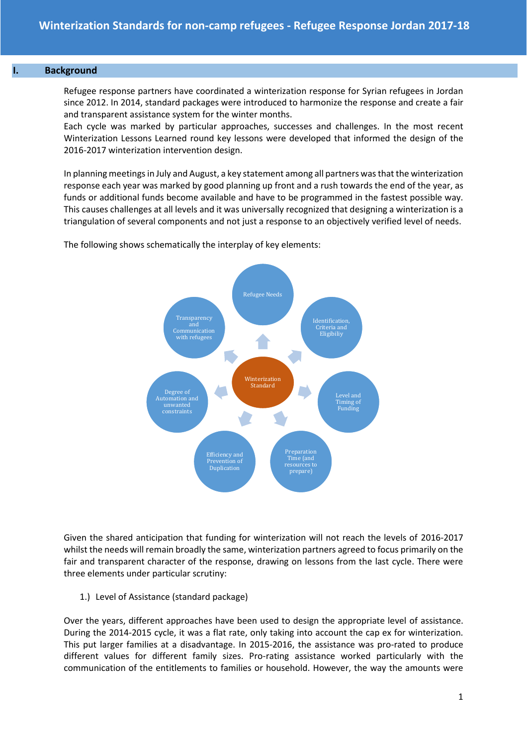# Winterization Standards for non-camp refugees - Refugee Response Jordan 2017-18

## I. Background

Refugee response partners have coordinated a winterization response for Syrian refugees in Jordan since 2012. In 2014, standard packages were introduced to harmonize the response and create a fair and transparent assistance system for the winter months.
Each cycle was marked by particular approaches, successes and challenges. In the most recent Winterization Lessons Learned round key lessons were developed that informed the design of the 2016-2017 winterization intervention design.

In planning meetings in July and August, a key statement among all partners was that the winterization response each year was marked by good planning up front and a rush towards the end of the year, as funds or additional funds become available and have to be programmed in the fastest possible way. This causes challenges at all levels and it was universally recognized that designing a winterization is a triangulation of several components and not just a response to an objectively verified level of needs.

The following shows schematically the interplay of key elements:

Winterization Standard

Refugee Needs

Identification, Criteria and Eligibiliy

Level and Timing of Funding

Preparation Time (and resources to prepare)

Efficiency and Prevention of Duplication

Degree of Automation and unwanted constraints

Transparency and Communication with refugees

Given the shared anticipation that funding for winterization will not reach the levels of 2016-2017 whilst the needs will remain broadly the same, winterization partners agreed to focus primarily on the fair and transparent character of the response, drawing on lessons from the last cycle. There were three elements under particular scrutiny:

1.) Level of Assistance (standard package)

Over the years, different approaches have been used to design the appropriate level of assistance. During the 2014-2015 cycle, it was a flat rate, only taking into account the cap ex for winterization. This put larger families at a disadvantage. In 2015-2016, the assistance was pro-rated to produce different values for different family sizes. Pro-rating assistance worked particularly with the communication of the entitlements to families or household. However, the way the amounts were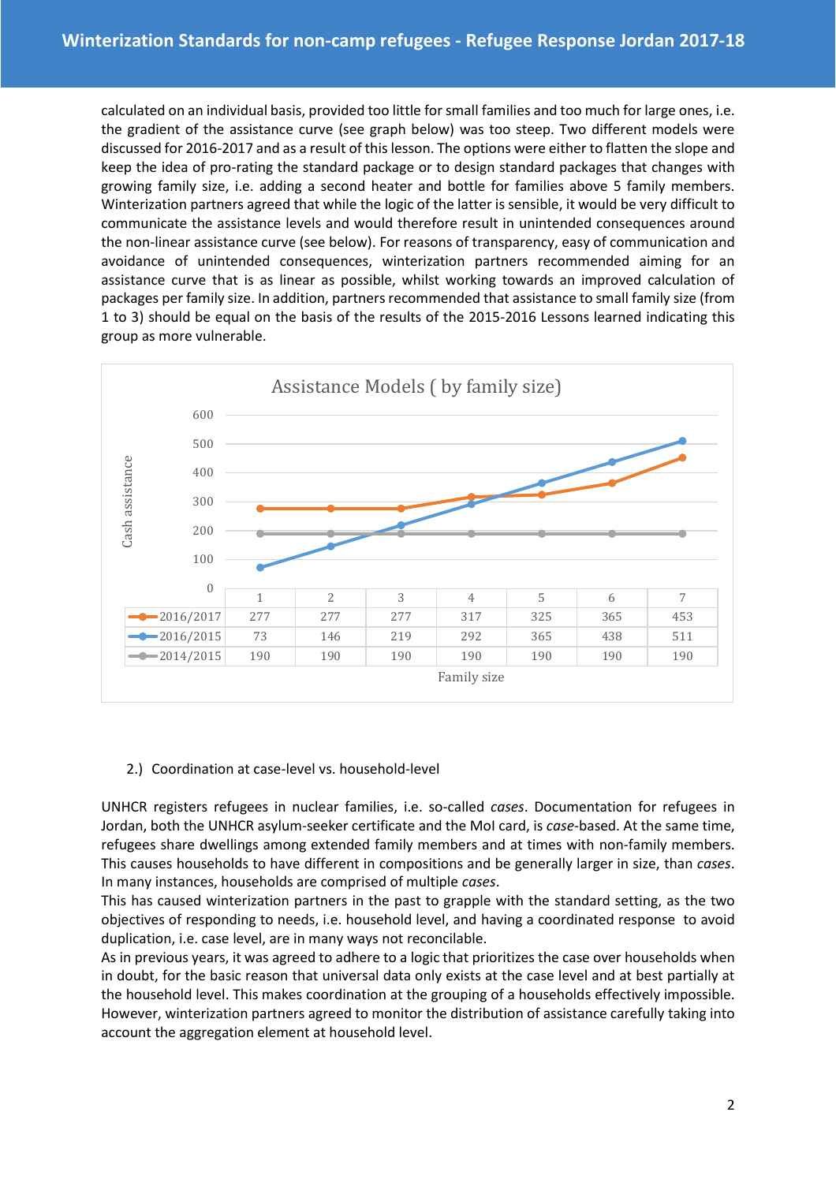calculated on an individual basis, provided too little for small families and too much for large ones, i.e. the gradient of the assistance curve (see graph below) was too steep. Two different models were discussed for 2016-2017 and as a result of this lesson. The options were either to flatten the slope and keep the idea of pro-rating the standard package or to design standard packages that changes with growing family size, i.e. adding a second heater and bottle for families above 5 family members. Winterization partners agreed that while the logic of the latter is sensible, it would be very difficult to communicate the assistance levels and would therefore result in unintended consequences around the non-linear assistance curve (see below). For reasons of transparency, easy of communication and avoidance of unintended consequences, winterization partners recommended aiming for an assistance curve that is as linear as possible, whilst working towards an improved calculation of packages per family size. In addition, partners recommended that assistance to small family size (from 1 to 3) should be equal on the basis of the results of the 2015-2016 Lessons learned indicating this group as more vulnerable.

**Assistance Models ( by family size)**

Cash assistance by family size:

| | 1 | 2 | 3 | 4 | 5 | 6 | 7 |
|---|---|---|---|---|---|---|---|
| 2016/2017 | 277 | 277 | 277 | 317 | 325 | 365 | 453 |
| 2016/2015 | 73 | 146 | 219 | 292 | 365 | 438 | 511 |
| 2014/2015 | 190 | 190 | 190 | 190 | 190 | 190 | 190 |

2.) Coordination at case-level vs. household-level

UNHCR registers refugees in nuclear families, i.e. so-called *cases*. Documentation for refugees in Jordan, both the UNHCR asylum-seeker certificate and the MoI card, is *case*-based. At the same time, refugees share dwellings among extended family members and at times with non-family members. This causes households to have different in compositions and be generally larger in size, than *cases*. In many instances, households are comprised of multiple *cases*.

This has caused winterization partners in the past to grapple with the standard setting, as the two objectives of responding to needs, i.e. household level, and having a coordinated response to avoid duplication, i.e. case level, are in many ways not reconcilable.

As in previous years, it was agreed to adhere to a logic that prioritizes the case over households when in doubt, for the basic reason that universal data only exists at the case level and at best partially at the household level. This makes coordination at the grouping of a households effectively impossible. However, winterization partners agreed to monitor the distribution of assistance carefully taking into account the aggregation element at household level.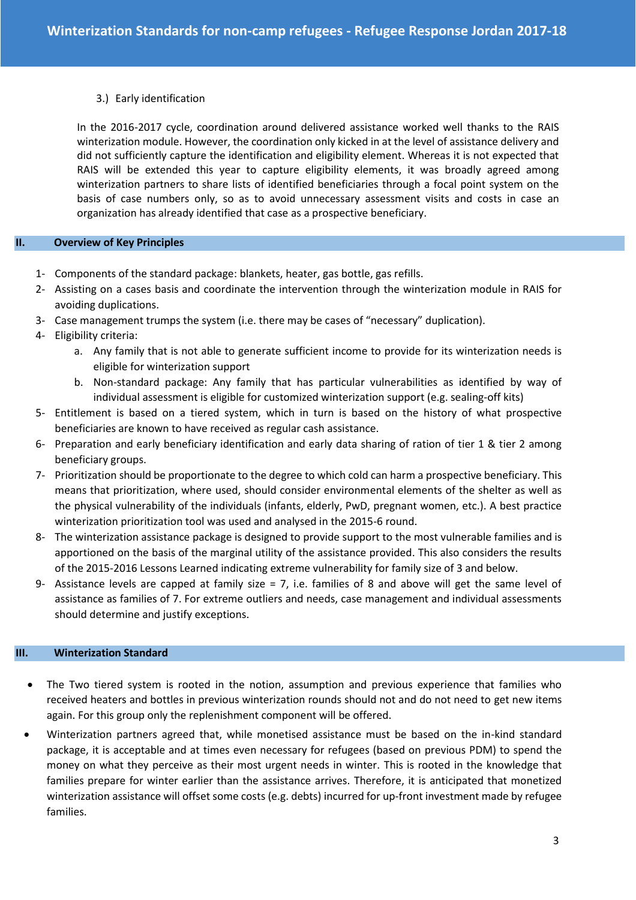3.) Early identification

In the 2016-2017 cycle, coordination around delivered assistance worked well thanks to the RAIS winterization module. However, the coordination only kicked in at the level of assistance delivery and did not sufficiently capture the identification and eligibility element. Whereas it is not expected that RAIS will be extended this year to capture eligibility elements, it was broadly agreed among winterization partners to share lists of identified beneficiaries through a focal point system on the basis of case numbers only, so as to avoid unnecessary assessment visits and costs in case an organization has already identified that case as a prospective beneficiary.

## II. Overview of Key Principles

1- Components of the standard package: blankets, heater, gas bottle, gas refills.
2- Assisting on a cases basis and coordinate the intervention through the winterization module in RAIS for avoiding duplications.
3- Case management trumps the system (i.e. there may be cases of "necessary" duplication).
4- Eligibility criteria:
   a. Any family that is not able to generate sufficient income to provide for its winterization needs is eligible for winterization support
   b. Non-standard package: Any family that has particular vulnerabilities as identified by way of individual assessment is eligible for customized winterization support (e.g. sealing-off kits)
5- Entitlement is based on a tiered system, which in turn is based on the history of what prospective beneficiaries are known to have received as regular cash assistance.
6- Preparation and early beneficiary identification and early data sharing of ration of tier 1 & tier 2 among beneficiary groups.
7- Prioritization should be proportionate to the degree to which cold can harm a prospective beneficiary. This means that prioritization, where used, should consider environmental elements of the shelter as well as the physical vulnerability of the individuals (infants, elderly, PwD, pregnant women, etc.). A best practice winterization prioritization tool was used and analysed in the 2015-6 round.
8- The winterization assistance package is designed to provide support to the most vulnerable families and is apportioned on the basis of the marginal utility of the assistance provided. This also considers the results of the 2015-2016 Lessons Learned indicating extreme vulnerability for family size of 3 and below.
9- Assistance levels are capped at family size = 7, i.e. families of 8 and above will get the same level of assistance as families of 7. For extreme outliers and needs, case management and individual assessments should determine and justify exceptions.

## III. Winterization Standard

- The Two tiered system is rooted in the notion, assumption and previous experience that families who received heaters and bottles in previous winterization rounds should not and do not need to get new items again. For this group only the replenishment component will be offered.
- Winterization partners agreed that, while monetised assistance must be based on the in-kind standard package, it is acceptable and at times even necessary for refugees (based on previous PDM) to spend the money on what they perceive as their most urgent needs in winter. This is rooted in the knowledge that families prepare for winter earlier than the assistance arrives. Therefore, it is anticipated that monetized winterization assistance will offset some costs (e.g. debts) incurred for up-front investment made by refugee families.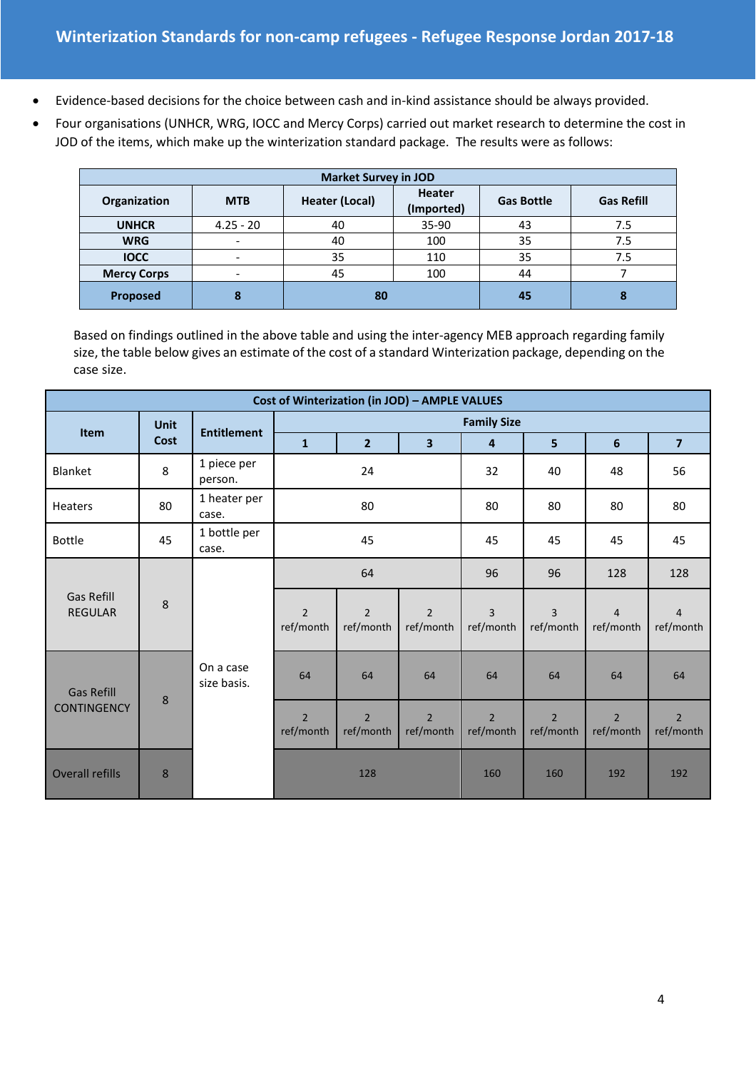# Winterization Standards for non-camp refugees - Refugee Response Jordan 2017-18

- Evidence-based decisions for the choice between cash and in-kind assistance should be always provided.
- Four organisations (UNHCR, WRG, IOCC and Mercy Corps) carried out market research to determine the cost in JOD of the items, which make up the winterization standard package. The results were as follows:

| Market Survey in JOD | | | | | |
|---|---|---|---|---|---|
| **Organization** | **MTB** | **Heater (Local)** | **Heater (Imported)** | **Gas Bottle** | **Gas Refill** |
| **UNHCR** | 4.25 - 20 | 40 | 35-90 | 43 | 7.5 |
| **WRG** | - | 40 | 100 | 35 | 7.5 |
| **IOCC** | - | 35 | 110 | 35 | 7.5 |
| **Mercy Corps** | - | 45 | 100 | 44 | 7 |
| **Proposed** | **8** | **80** | | **45** | **8** |

Based on findings outlined in the above table and using the inter-agency MEB approach regarding family size, the table below gives an estimate of the cost of a standard Winterization package, depending on the case size.

| Cost of Winterization (in JOD) – AMPLE VALUES | | | | | | | | | |
|---|---|---|---|---|---|---|---|---|---|
| **Item** | **Unit Cost** | **Entitlement** | **Family Size** | | | | | | |
| | | | **1** | **2** | **3** | **4** | **5** | **6** | **7** |
| Blanket | 8 | 1 piece per person. | 24 | | | 32 | 40 | 48 | 56 |
| Heaters | 80 | 1 heater per case. | 80 | | | 80 | 80 | 80 | 80 |
| Bottle | 45 | 1 bottle per case. | 45 | | | 45 | 45 | 45 | 45 |
| Gas Refill REGULAR | 8 | On a case size basis. | 64 | | | 96 | 96 | 128 | 128 |
| | | | 2 ref/month | 2 ref/month | 2 ref/month | 3 ref/month | 3 ref/month | 4 ref/month | 4 ref/month |
| Gas Refill CONTINGENCY | 8 | | 64 | 64 | 64 | 64 | 64 | 64 | 64 |
| | | | 2 ref/month | 2 ref/month | 2 ref/month | 2 ref/month | 2 ref/month | 2 ref/month | 2 ref/month |
| Overall refills | 8 | | 128 | | | 160 | 160 | 192 | 192 |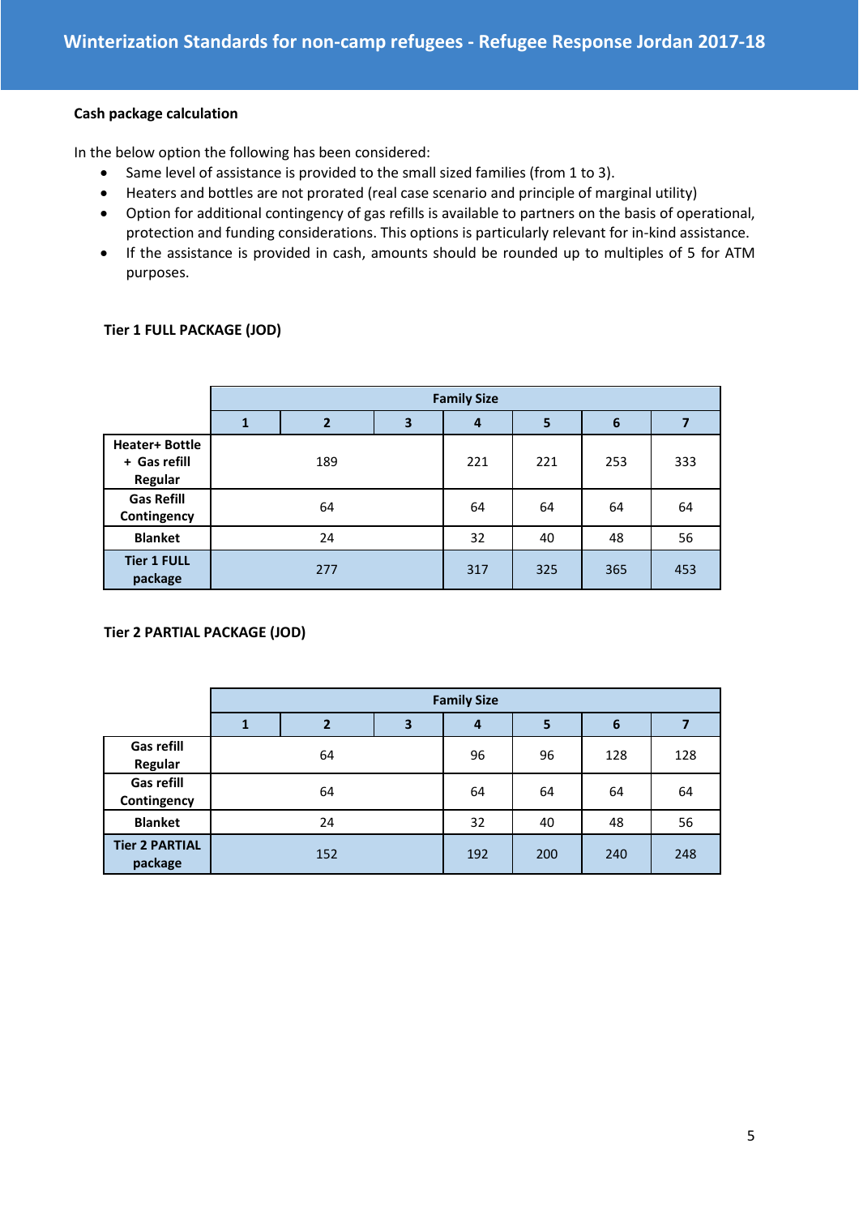**Cash package calculation**

In the below option the following has been considered:

- Same level of assistance is provided to the small sized families (from 1 to 3).
- Heaters and bottles are not prorated (real case scenario and principle of marginal utility)
- Option for additional contingency of gas refills is available to partners on the basis of operational, protection and funding considerations. This options is particularly relevant for in-kind assistance.
- If the assistance is provided in cash, amounts should be rounded up to multiples of 5 for ATM purposes.

**Tier 1 FULL PACKAGE (JOD)**

| | Family Size | | | | | | |
|---|---|---|---|---|---|---|---|
| | 1 | 2 | 3 | 4 | 5 | 6 | 7 |
| Heater+ Bottle + Gas refill Regular | | 189 | | 221 | 221 | 253 | 333 |
| Gas Refill Contingency | | 64 | | 64 | 64 | 64 | 64 |
| Blanket | | 24 | | 32 | 40 | 48 | 56 |
| Tier 1 FULL package | | 277 | | 317 | 325 | 365 | 453 |

**Tier 2 PARTIAL PACKAGE (JOD)**

| | Family Size | | | | | | |
|---|---|---|---|---|---|---|---|
| | 1 | 2 | 3 | 4 | 5 | 6 | 7 |
| Gas refill Regular | | 64 | | 96 | 96 | 128 | 128 |
| Gas refill Contingency | | 64 | | 64 | 64 | 64 | 64 |
| Blanket | | 24 | | 32 | 40 | 48 | 56 |
| Tier 2 PARTIAL package | | 152 | | 192 | 200 | 240 | 248 |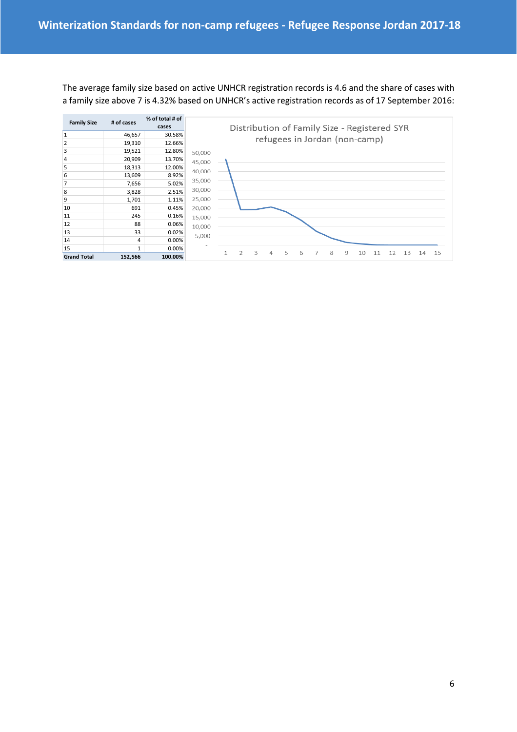The average family size based on active UNHCR registration records is 4.6 and the share of cases with a family size above 7 is 4.32% based on UNHCR's active registration records as of 17 September 2016:

| Family Size | # of cases | % of total # of cases |
|---|---|---|
| 1 | 46,657 | 30.58% |
| 2 | 19,310 | 12.66% |
| 3 | 19,521 | 12.80% |
| 4 | 20,909 | 13.70% |
| 5 | 18,313 | 12.00% |
| 6 | 13,609 | 8.92% |
| 7 | 7,656 | 5.02% |
| 8 | 3,828 | 2.51% |
| 9 | 1,701 | 1.11% |
| 10 | 691 | 0.45% |
| 11 | 245 | 0.16% |
| 12 | 88 | 0.06% |
| 13 | 33 | 0.02% |
| 14 | 4 | 0.00% |
| 15 | 1 | 0.00% |
| **Grand Total** | **152,566** | **100.00%** |

Distribution of Family Size - Registered SYR refugees in Jordan (non-camp)

50,000
45,000
40,000
35,000
30,000
25,000
20,000
15,000
10,000
5,000
-

1 2 3 4 5 6 7 8 9 10 11 12 13 14 15